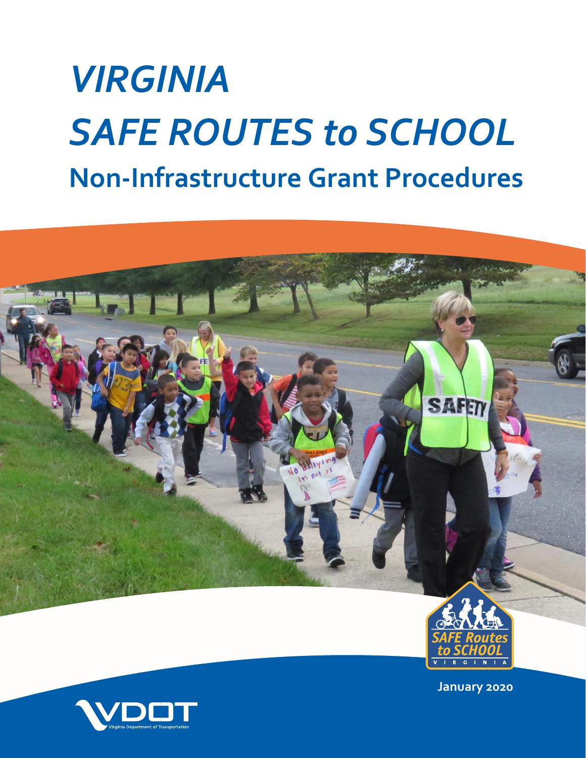# *VIRGINIA SAFE ROUTES to SCHOOL*

## Non-Infrastructure Grant Procedures

January 2020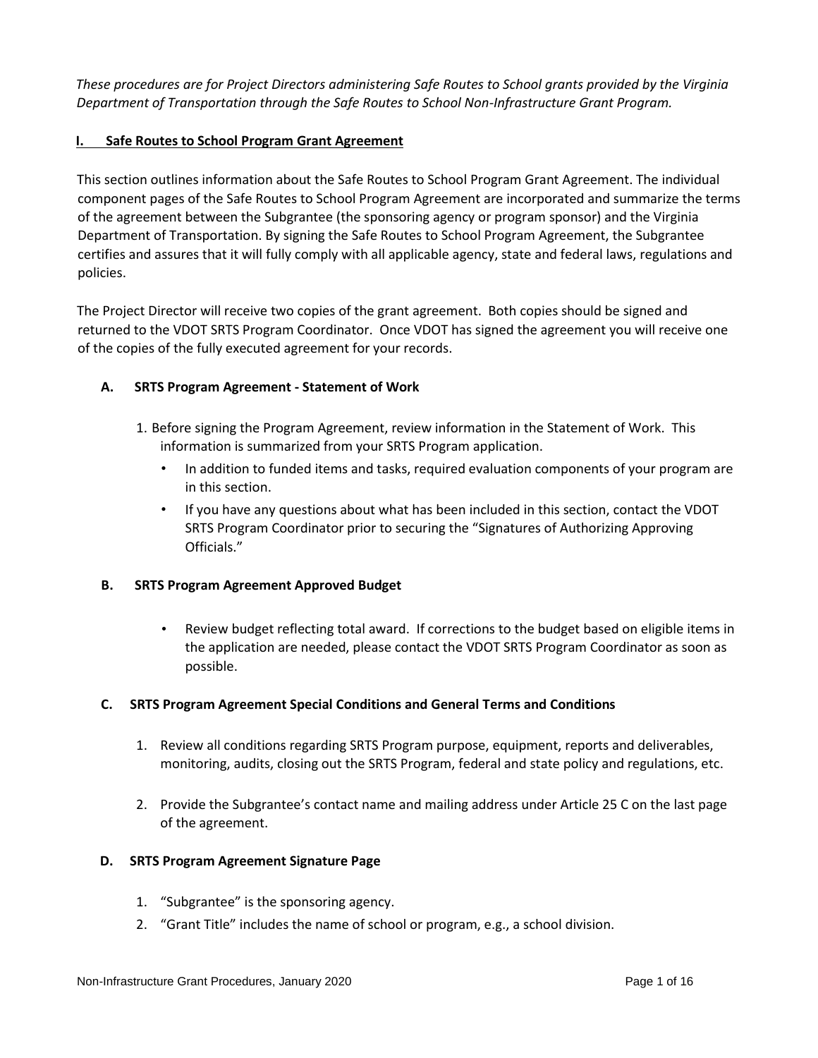*These procedures are for Project Directors administering Safe Routes to School grants provided by the Virginia Department of Transportation through the Safe Routes to School Non-Infrastructure Grant Program.*

## I. Safe Routes to School Program Grant Agreement

This section outlines information about the Safe Routes to School Program Grant Agreement. The individual component pages of the Safe Routes to School Program Agreement are incorporated and summarize the terms of the agreement between the Subgrantee (the sponsoring agency or program sponsor) and the Virginia Department of Transportation. By signing the Safe Routes to School Program Agreement, the Subgrantee certifies and assures that it will fully comply with all applicable agency, state and federal laws, regulations and policies.

The Project Director will receive two copies of the grant agreement. Both copies should be signed and returned to the VDOT SRTS Program Coordinator. Once VDOT has signed the agreement you will receive one of the copies of the fully executed agreement for your records.

### A. SRTS Program Agreement - Statement of Work

1. Before signing the Program Agreement, review information in the Statement of Work. This information is summarized from your SRTS Program application.
   - In addition to funded items and tasks, required evaluation components of your program are in this section.
   - If you have any questions about what has been included in this section, contact the VDOT SRTS Program Coordinator prior to securing the "Signatures of Authorizing Approving Officials."

### B. SRTS Program Agreement Approved Budget

- Review budget reflecting total award. If corrections to the budget based on eligible items in the application are needed, please contact the VDOT SRTS Program Coordinator as soon as possible.

### C. SRTS Program Agreement Special Conditions and General Terms and Conditions

1. Review all conditions regarding SRTS Program purpose, equipment, reports and deliverables, monitoring, audits, closing out the SRTS Program, federal and state policy and regulations, etc.

2. Provide the Subgrantee's contact name and mailing address under Article 25 C on the last page of the agreement.

### D. SRTS Program Agreement Signature Page

1. "Subgrantee" is the sponsoring agency.
2. "Grant Title" includes the name of school or program, e.g., a school division.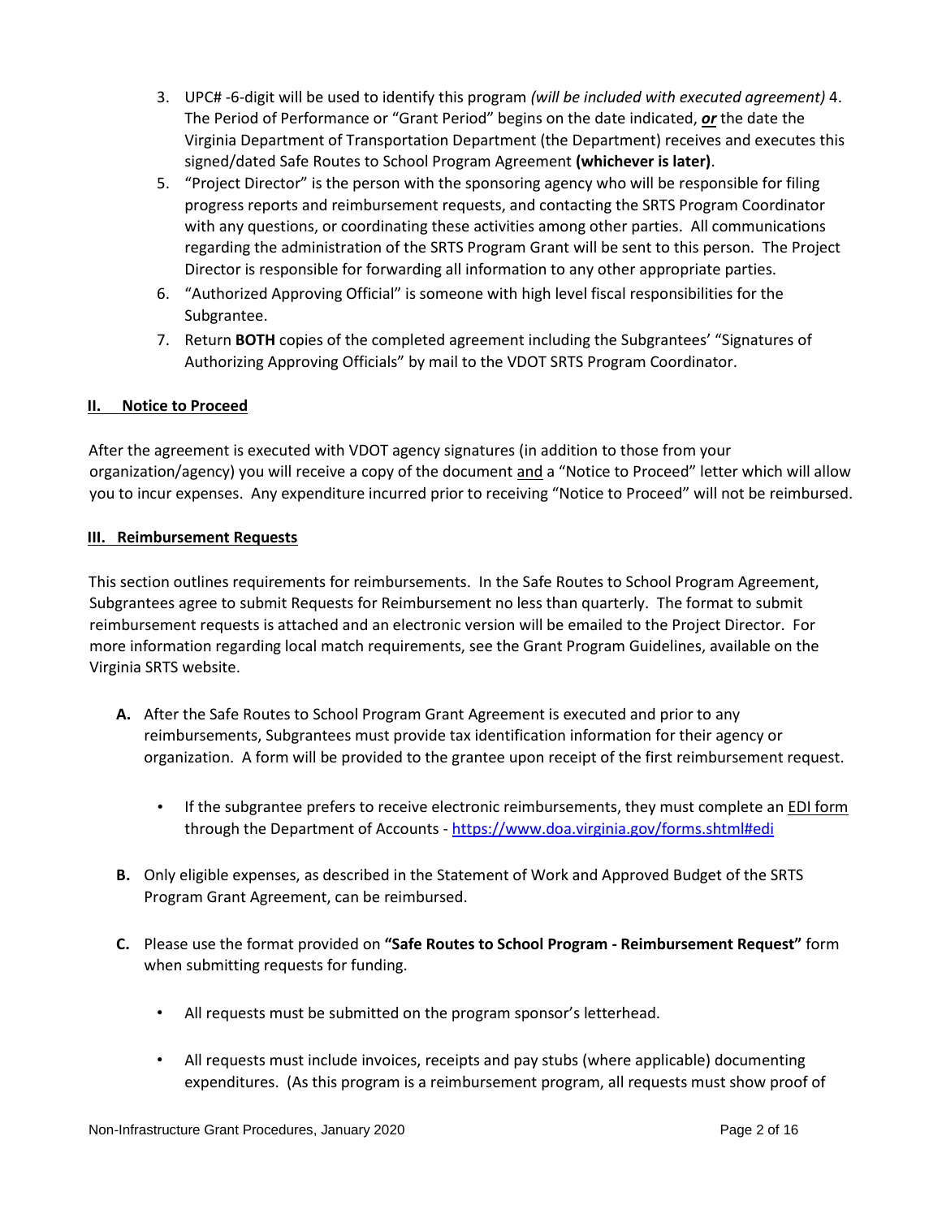3. UPC# -6-digit will be used to identify this program *(will be included with executed agreement)* 4. The Period of Performance or "Grant Period" begins on the date indicated, ***or*** the date the Virginia Department of Transportation Department (the Department) receives and executes this signed/dated Safe Routes to School Program Agreement **(whichever is later)**.
5. "Project Director" is the person with the sponsoring agency who will be responsible for filing progress reports and reimbursement requests, and contacting the SRTS Program Coordinator with any questions, or coordinating these activities among other parties. All communications regarding the administration of the SRTS Program Grant will be sent to this person. The Project Director is responsible for forwarding all information to any other appropriate parties.
6. "Authorized Approving Official" is someone with high level fiscal responsibilities for the Subgrantee.
7. Return **BOTH** copies of the completed agreement including the Subgrantees' "Signatures of Authorizing Approving Officials" by mail to the VDOT SRTS Program Coordinator.

## II. Notice to Proceed

After the agreement is executed with VDOT agency signatures (in addition to those from your organization/agency) you will receive a copy of the document and a "Notice to Proceed" letter which will allow you to incur expenses. Any expenditure incurred prior to receiving "Notice to Proceed" will not be reimbursed.

## III. Reimbursement Requests

This section outlines requirements for reimbursements. In the Safe Routes to School Program Agreement, Subgrantees agree to submit Requests for Reimbursement no less than quarterly. The format to submit reimbursement requests is attached and an electronic version will be emailed to the Project Director. For more information regarding local match requirements, see the Grant Program Guidelines, available on the Virginia SRTS website.

**A.** After the Safe Routes to School Program Grant Agreement is executed and prior to any reimbursements, Subgrantees must provide tax identification information for their agency or organization. A form will be provided to the grantee upon receipt of the first reimbursement request.

- If the subgrantee prefers to receive electronic reimbursements, they must complete an EDI form through the Department of Accounts - https://www.doa.virginia.gov/forms.shtml#edi

**B.** Only eligible expenses, as described in the Statement of Work and Approved Budget of the SRTS Program Grant Agreement, can be reimbursed.

**C.** Please use the format provided on **"Safe Routes to School Program - Reimbursement Request"** form when submitting requests for funding.

- All requests must be submitted on the program sponsor's letterhead.
- All requests must include invoices, receipts and pay stubs (where applicable) documenting expenditures. (As this program is a reimbursement program, all requests must show proof of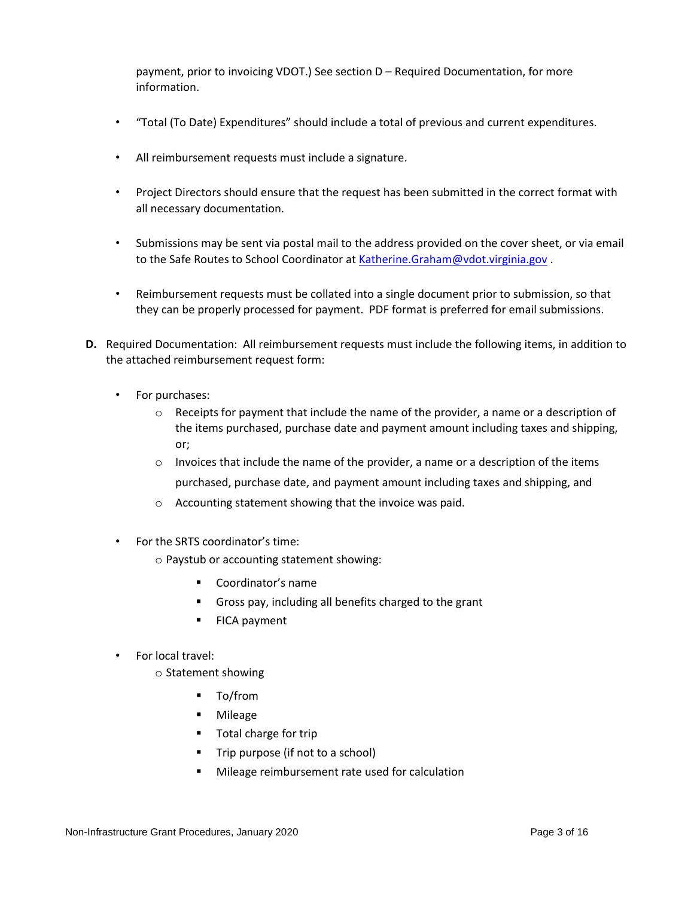payment, prior to invoicing VDOT.) See section D – Required Documentation, for more information.

- "Total (To Date) Expenditures" should include a total of previous and current expenditures.

- All reimbursement requests must include a signature.

- Project Directors should ensure that the request has been submitted in the correct format with all necessary documentation.

- Submissions may be sent via postal mail to the address provided on the cover sheet, or via email to the Safe Routes to School Coordinator at [Katherine.Graham@vdot.virginia.gov](mailto:Katherine.Graham@vdot.virginia.gov) .

- Reimbursement requests must be collated into a single document prior to submission, so that they can be properly processed for payment. PDF format is preferred for email submissions.

**D.** Required Documentation: All reimbursement requests must include the following items, in addition to the attached reimbursement request form:

- For purchases:
  - Receipts for payment that include the name of the provider, a name or a description of the items purchased, purchase date and payment amount including taxes and shipping, or;
  - Invoices that include the name of the provider, a name or a description of the items purchased, purchase date, and payment amount including taxes and shipping, and
  - Accounting statement showing that the invoice was paid.

- For the SRTS coordinator's time:
  - Paystub or accounting statement showing:
    - Coordinator's name
    - Gross pay, including all benefits charged to the grant
    - FICA payment

- For local travel:
  - Statement showing
    - To/from
    - Mileage
    - Total charge for trip
    - Trip purpose (if not to a school)
    - Mileage reimbursement rate used for calculation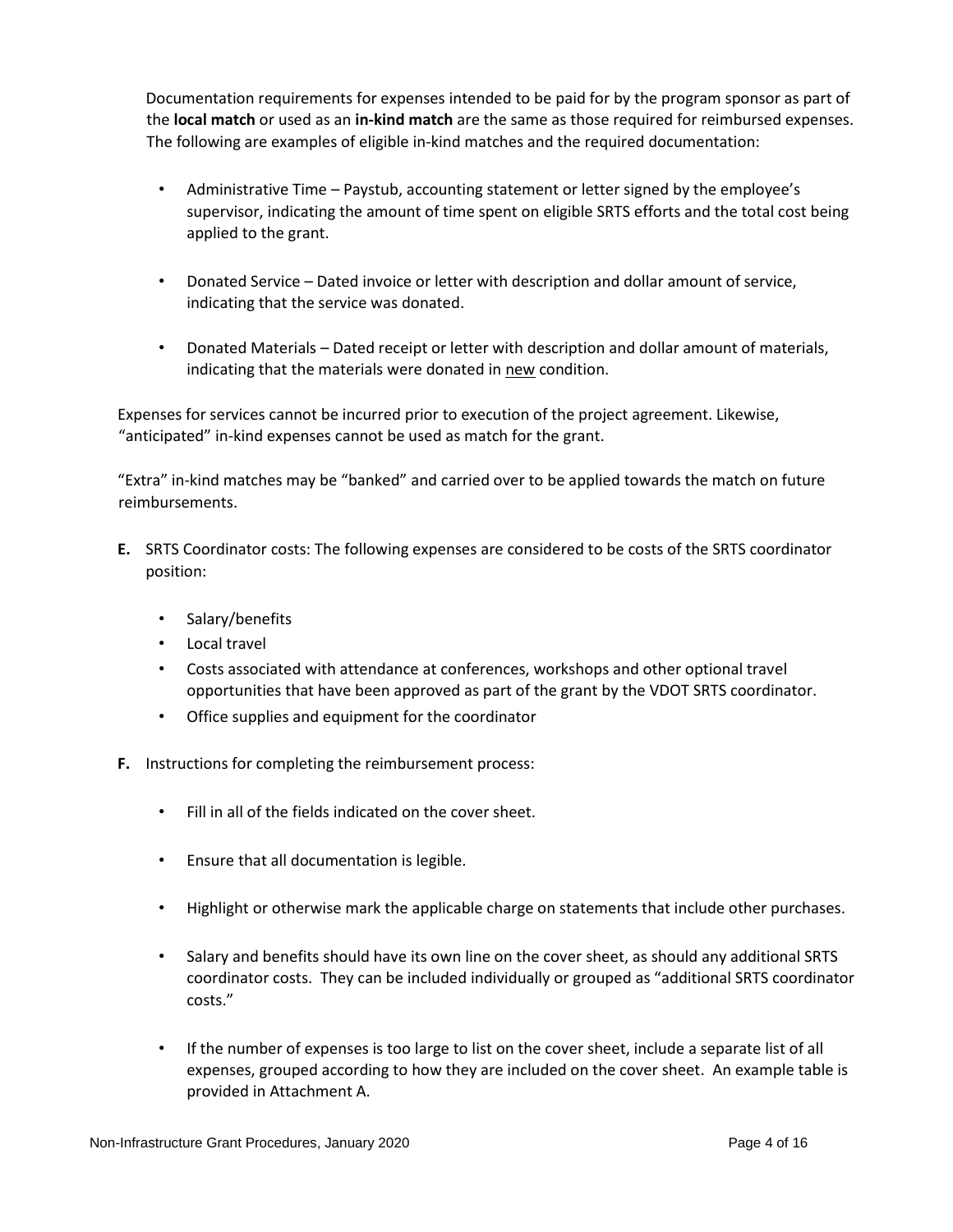Documentation requirements for expenses intended to be paid for by the program sponsor as part of the **local match** or used as an **in-kind match** are the same as those required for reimbursed expenses. The following are examples of eligible in-kind matches and the required documentation:

- Administrative Time – Paystub, accounting statement or letter signed by the employee's supervisor, indicating the amount of time spent on eligible SRTS efforts and the total cost being applied to the grant.
- Donated Service – Dated invoice or letter with description and dollar amount of service, indicating that the service was donated.
- Donated Materials – Dated receipt or letter with description and dollar amount of materials, indicating that the materials were donated in new condition.

Expenses for services cannot be incurred prior to execution of the project agreement. Likewise, "anticipated" in-kind expenses cannot be used as match for the grant.

"Extra" in-kind matches may be "banked" and carried over to be applied towards the match on future reimbursements.

**E.** SRTS Coordinator costs: The following expenses are considered to be costs of the SRTS coordinator position:

- Salary/benefits
- Local travel
- Costs associated with attendance at conferences, workshops and other optional travel opportunities that have been approved as part of the grant by the VDOT SRTS coordinator.
- Office supplies and equipment for the coordinator

**F.** Instructions for completing the reimbursement process:

- Fill in all of the fields indicated on the cover sheet.
- Ensure that all documentation is legible.
- Highlight or otherwise mark the applicable charge on statements that include other purchases.
- Salary and benefits should have its own line on the cover sheet, as should any additional SRTS coordinator costs. They can be included individually or grouped as "additional SRTS coordinator costs."
- If the number of expenses is too large to list on the cover sheet, include a separate list of all expenses, grouped according to how they are included on the cover sheet. An example table is provided in Attachment A.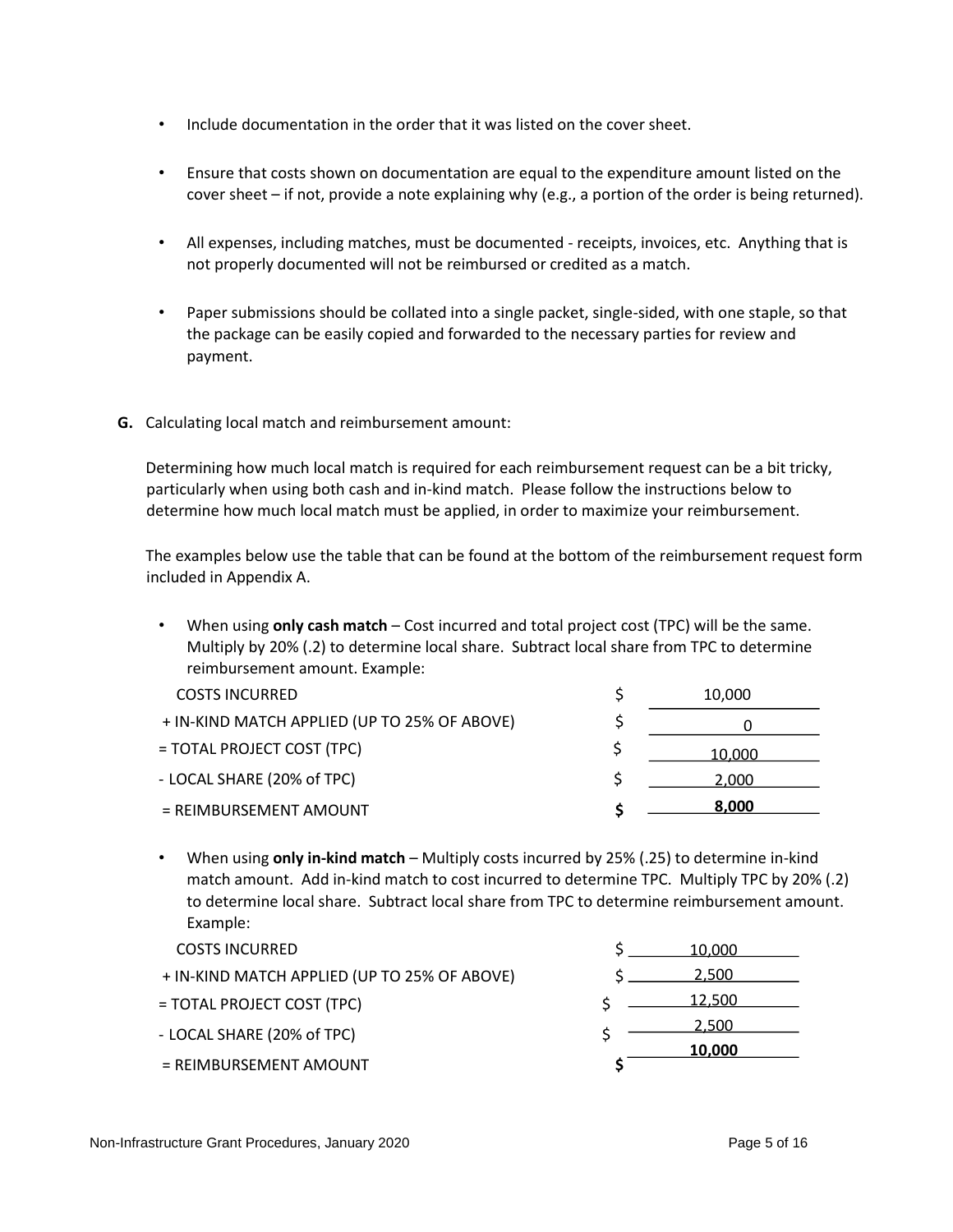- Include documentation in the order that it was listed on the cover sheet.
- Ensure that costs shown on documentation are equal to the expenditure amount listed on the cover sheet – if not, provide a note explaining why (e.g., a portion of the order is being returned).
- All expenses, including matches, must be documented - receipts, invoices, etc. Anything that is not properly documented will not be reimbursed or credited as a match.
- Paper submissions should be collated into a single packet, single-sided, with one staple, so that the package can be easily copied and forwarded to the necessary parties for review and payment.

**G.** Calculating local match and reimbursement amount:

Determining how much local match is required for each reimbursement request can be a bit tricky, particularly when using both cash and in-kind match. Please follow the instructions below to determine how much local match must be applied, in order to maximize your reimbursement.

The examples below use the table that can be found at the bottom of the reimbursement request form included in Appendix A.

- When using **only cash match** – Cost incurred and total project cost (TPC) will be the same. Multiply by 20% (.2) to determine local share. Subtract local share from TPC to determine reimbursement amount. Example:

| | | |
|---|---|---|
| COSTS INCURRED | $ | 10,000 |
| + IN-KIND MATCH APPLIED (UP TO 25% OF ABOVE) | $ | 0 |
| = TOTAL PROJECT COST (TPC) | $ | 10,000 |
| - LOCAL SHARE (20% of TPC) | $ | 2,000 |
| = REIMBURSEMENT AMOUNT | **$** | **8,000** |

- When using **only in-kind match** – Multiply costs incurred by 25% (.25) to determine in-kind match amount. Add in-kind match to cost incurred to determine TPC. Multiply TPC by 20% (.2) to determine local share. Subtract local share from TPC to determine reimbursement amount. Example:

| | | |
|---|---|---|
| COSTS INCURRED | $ | 10,000 |
| + IN-KIND MATCH APPLIED (UP TO 25% OF ABOVE) | $ | 2,500 |
| = TOTAL PROJECT COST (TPC) | $ | 12,500 |
| - LOCAL SHARE (20% of TPC) | $ | 2,500 |
| = REIMBURSEMENT AMOUNT | **$** | **10,000** |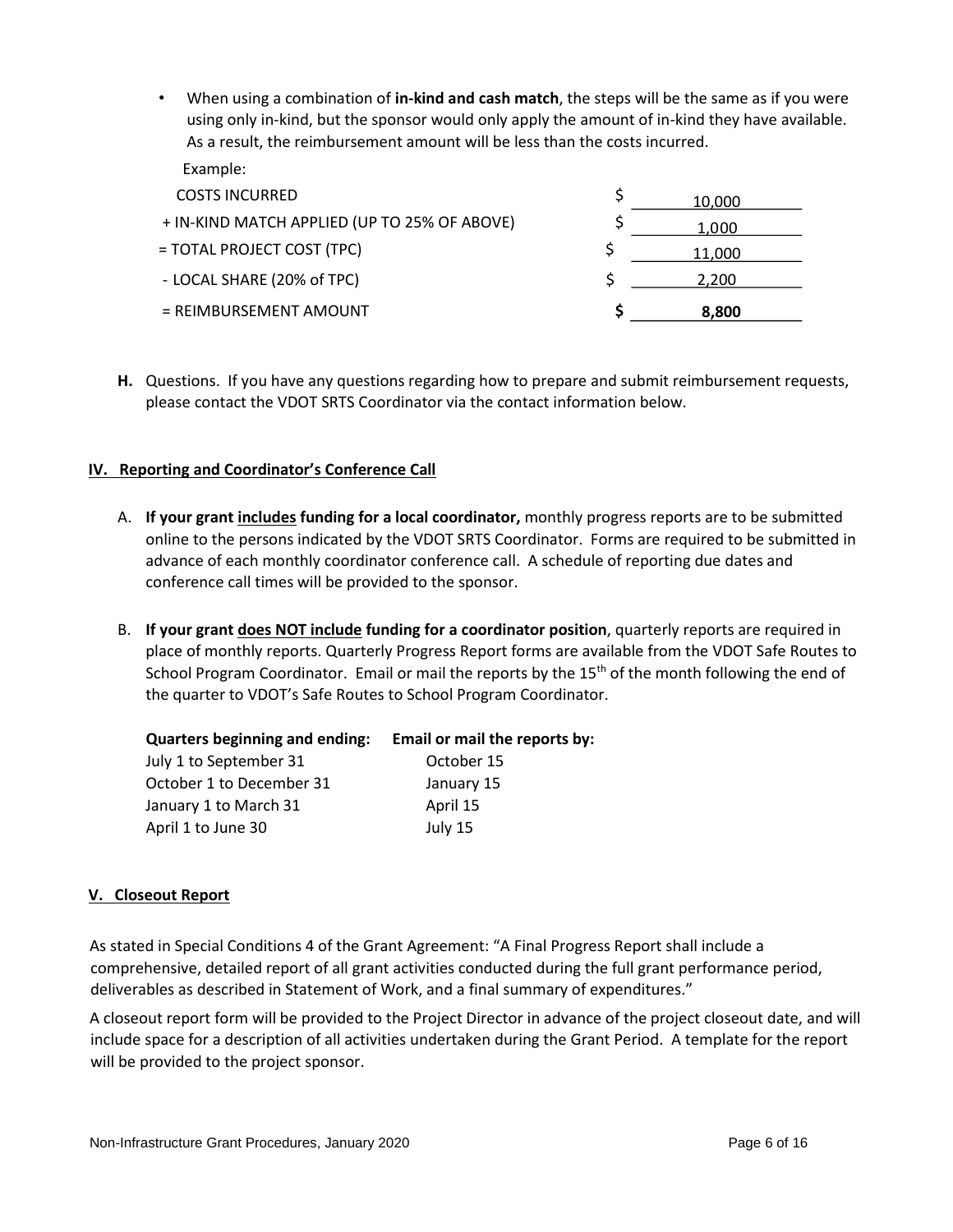- When using a combination of **in-kind and cash match**, the steps will be the same as if you were using only in-kind, but the sponsor would only apply the amount of in-kind they have available. As a result, the reimbursement amount will be less than the costs incurred.

Example:

| | | |
|---|---|---|
| COSTS INCURRED | $ | 10,000 |
| + IN-KIND MATCH APPLIED (UP TO 25% OF ABOVE) | $ | 1,000 |
| = TOTAL PROJECT COST (TPC) | $ | 11,000 |
| - LOCAL SHARE (20% of TPC) | $ | 2,200 |
| = REIMBURSEMENT AMOUNT | **$** | **8,800** |

**H.** Questions. If you have any questions regarding how to prepare and submit reimbursement requests, please contact the VDOT SRTS Coordinator via the contact information below.

## IV. Reporting and Coordinator's Conference Call

A. **If your grant includes funding for a local coordinator,** monthly progress reports are to be submitted online to the persons indicated by the VDOT SRTS Coordinator. Forms are required to be submitted in advance of each monthly coordinator conference call. A schedule of reporting due dates and conference call times will be provided to the sponsor.

B. **If your grant does NOT include funding for a coordinator position**, quarterly reports are required in place of monthly reports. Quarterly Progress Report forms are available from the VDOT Safe Routes to School Program Coordinator. Email or mail the reports by the 15th of the month following the end of the quarter to VDOT's Safe Routes to School Program Coordinator.

| Quarters beginning and ending: | Email or mail the reports by: |
|---|---|
| July 1 to September 31 | October 15 |
| October 1 to December 31 | January 15 |
| January 1 to March 31 | April 15 |
| April 1 to June 30 | July 15 |

## V. Closeout Report

As stated in Special Conditions 4 of the Grant Agreement: "A Final Progress Report shall include a comprehensive, detailed report of all grant activities conducted during the full grant performance period, deliverables as described in Statement of Work, and a final summary of expenditures."

A closeout report form will be provided to the Project Director in advance of the project closeout date, and will include space for a description of all activities undertaken during the Grant Period. A template for the report will be provided to the project sponsor.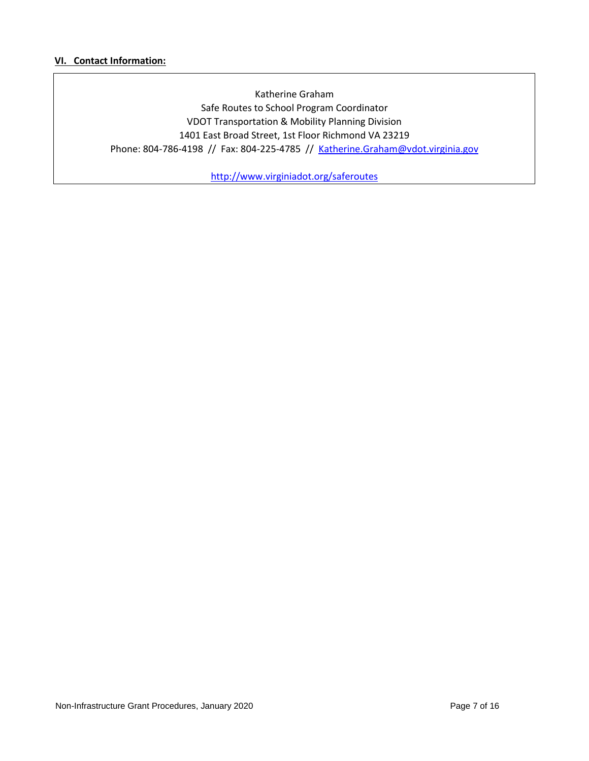## VI. Contact Information:

Katherine Graham
Safe Routes to School Program Coordinator
VDOT Transportation & Mobility Planning Division
1401 East Broad Street, 1st Floor Richmond VA 23219
Phone: 804-786-4198 // Fax: 804-225-4785 // [Katherine.Graham@vdot.virginia.gov](mailto:Katherine.Graham@vdot.virginia.gov)

[http://www.virginiadot.org/saferoutes](http://www.virginiadot.org/saferoutes)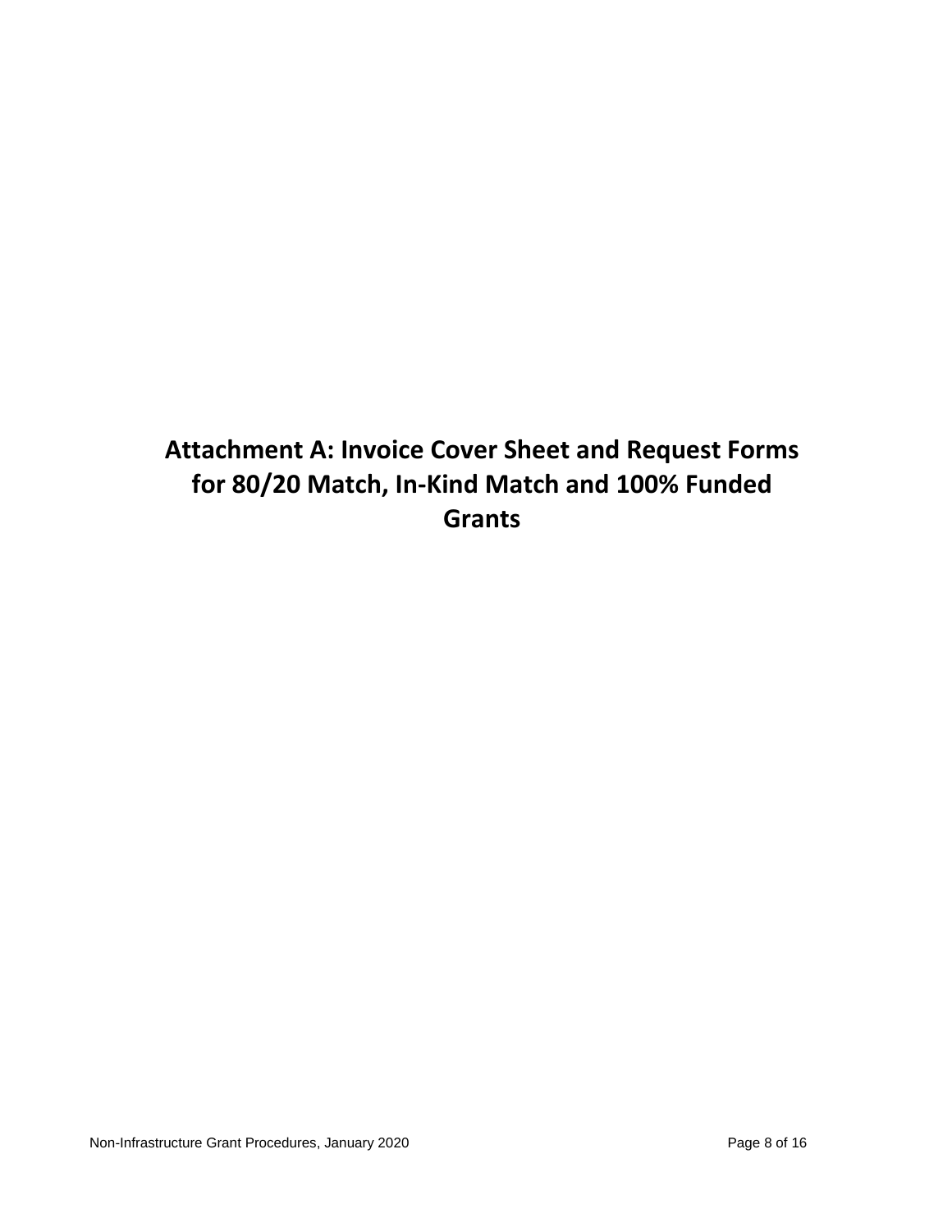# Attachment A: Invoice Cover Sheet and Request Forms for 80/20 Match, In-Kind Match and 100% Funded Grants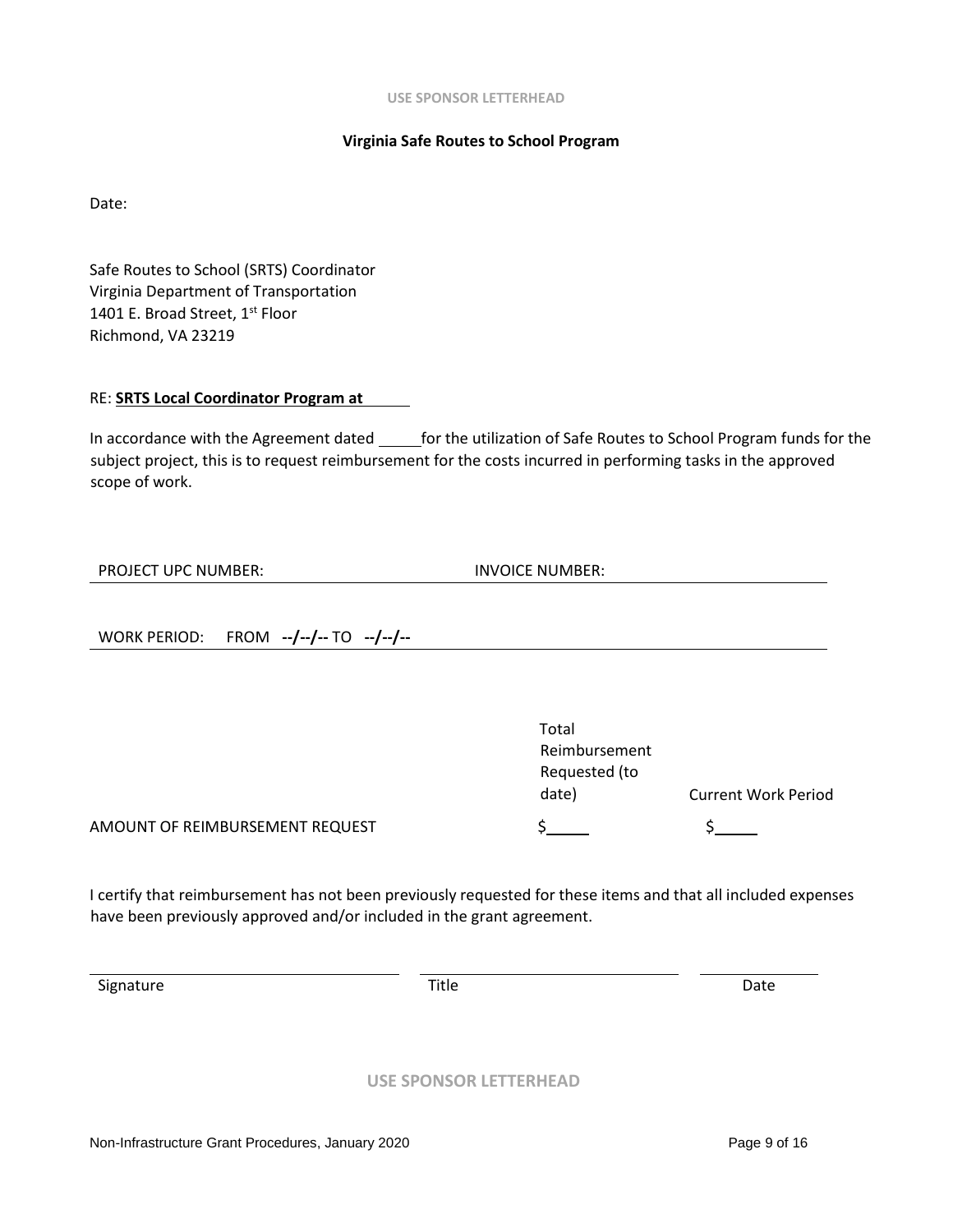USE SPONSOR LETTERHEAD

**Virginia Safe Routes to School Program**

Date:

Safe Routes to School (SRTS) Coordinator
Virginia Department of Transportation
1401 E. Broad Street, 1st Floor
Richmond, VA 23219

RE: **SRTS Local Coordinator Program at** ______

In accordance with the Agreement dated _____ for the utilization of Safe Routes to School Program funds for the subject project, this is to request reimbursement for the costs incurred in performing tasks in the approved scope of work.

PROJECT UPC NUMBER: INVOICE NUMBER:

WORK PERIOD: FROM **--/--/--** TO **--/--/--**

| | Total Reimbursement Requested (to date) | Current Work Period |
|---|---|---|
| AMOUNT OF REIMBURSEMENT REQUEST | $_____ | $_____ |

I certify that reimbursement has not been previously requested for these items and that all included expenses have been previously approved and/or included in the grant agreement.

| Signature | Title | Date |
|---|---|---|

USE SPONSOR LETTERHEAD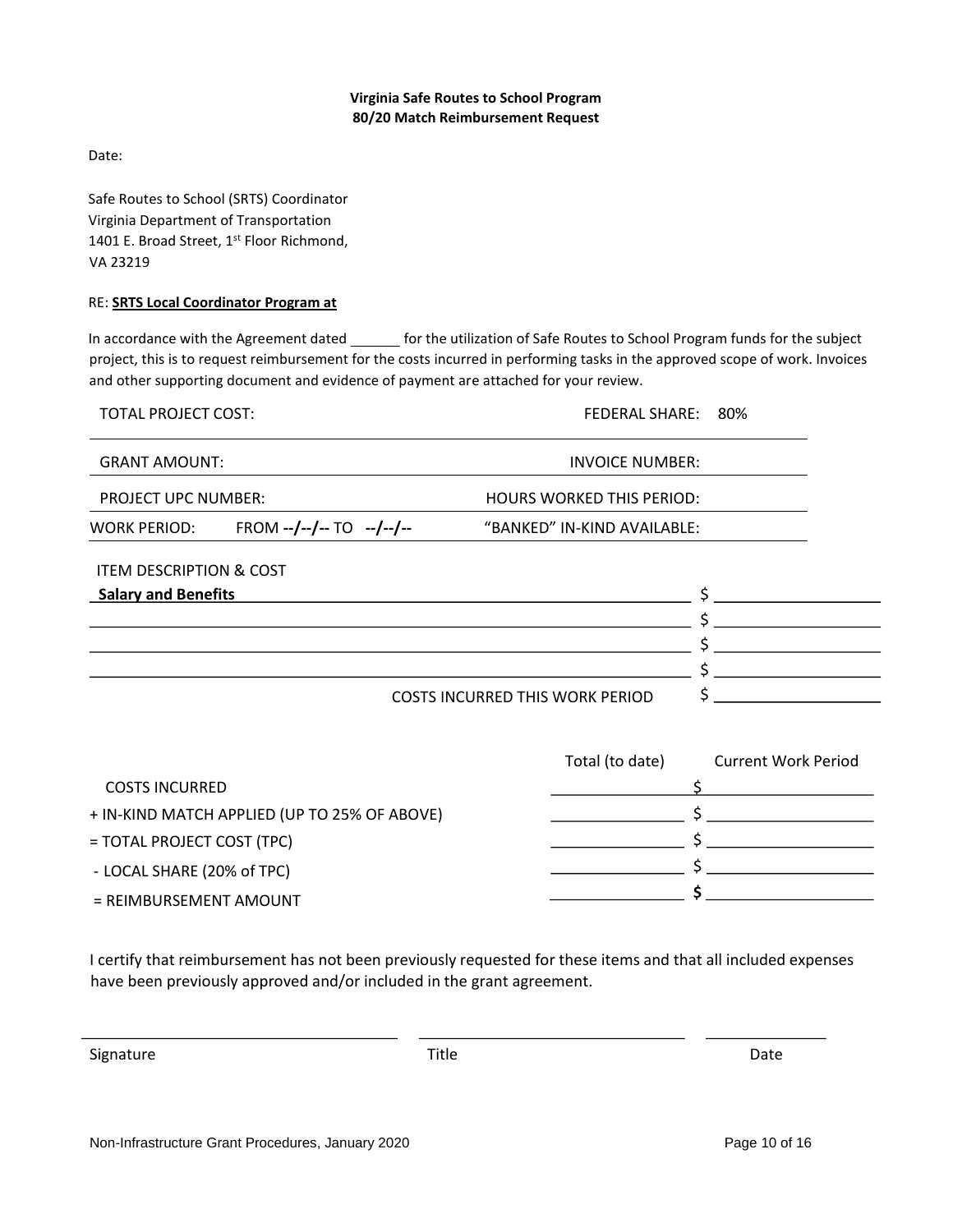**Virginia Safe Routes to School Program**
**80/20 Match Reimbursement Request**

Date:

Safe Routes to School (SRTS) Coordinator
Virginia Department of Transportation
1401 E. Broad Street, 1st Floor Richmond,
VA 23219

RE: **SRTS Local Coordinator Program at**

In accordance with the Agreement dated ______ for the utilization of Safe Routes to School Program funds for the subject project, this is to request reimbursement for the costs incurred in performing tasks in the approved scope of work. Invoices and other supporting document and evidence of payment are attached for your review.

| | |
|---|---|
| TOTAL PROJECT COST: | FEDERAL SHARE: 80% |
| GRANT AMOUNT: | INVOICE NUMBER: |
| PROJECT UPC NUMBER: | HOURS WORKED THIS PERIOD: |
| WORK PERIOD: FROM **--/--/--** TO **--/--/--** | "BANKED" IN-KIND AVAILABLE: |

ITEM DESCRIPTION & COST

| | |
|---|---|
| **Salary and Benefits** | $ |
| | $ |
| | $ |
| | $ |
| COSTS INCURRED THIS WORK PERIOD | $ |

| | Total (to date) | Current Work Period |
|---|---|---|
| COSTS INCURRED | | $ |
| + IN-KIND MATCH APPLIED (UP TO 25% OF ABOVE) | | $ |
| = TOTAL PROJECT COST (TPC) | | $ |
| - LOCAL SHARE (20% of TPC) | | $ |
| = REIMBURSEMENT AMOUNT | | **$** |

I certify that reimbursement has not been previously requested for these items and that all included expenses have been previously approved and/or included in the grant agreement.

| | | |
|---|---|---|
| Signature | Title | Date |

Non-Infrastructure Grant Procedures, January 2020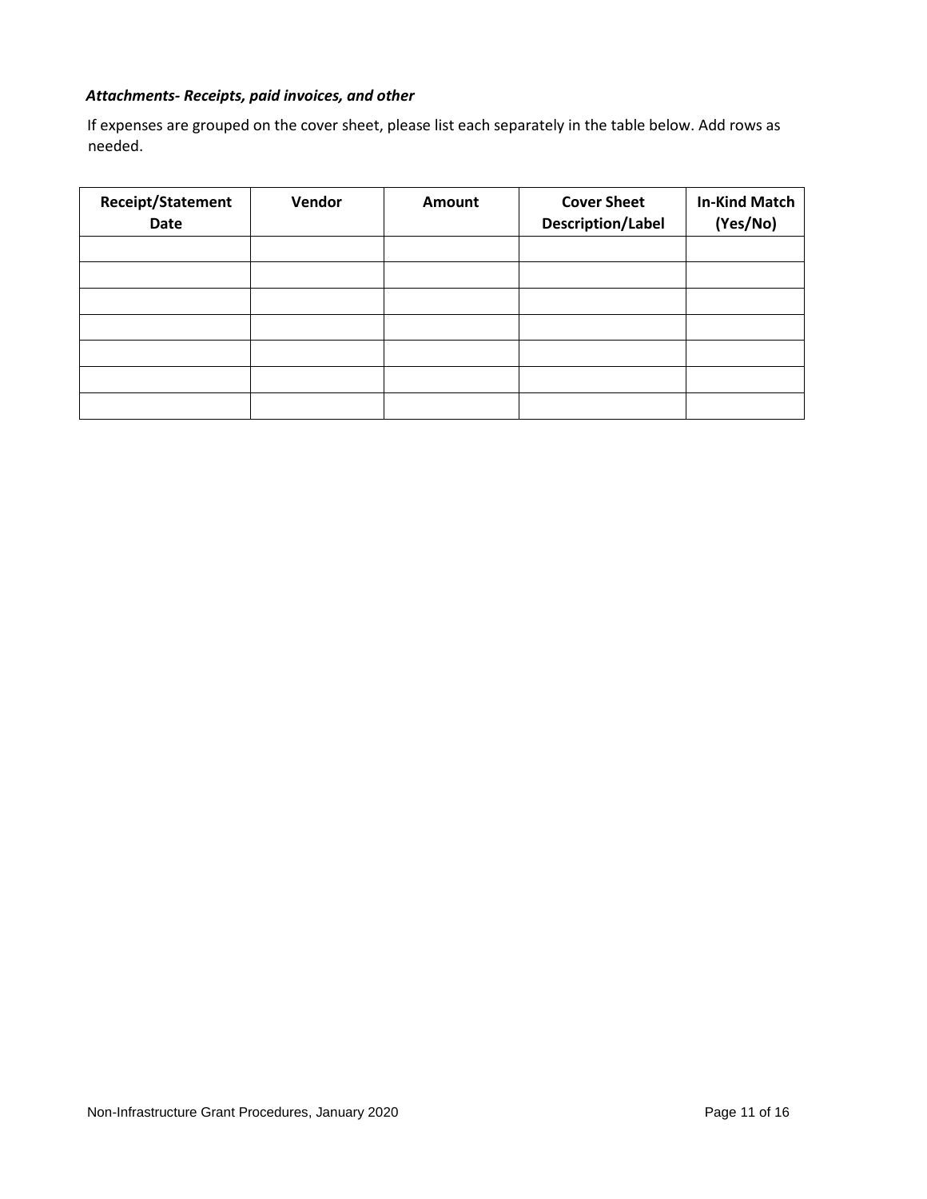***Attachments- Receipts, paid invoices, and other***

If expenses are grouped on the cover sheet, please list each separately in the table below. Add rows as needed.

| Receipt/Statement Date | Vendor | Amount | Cover Sheet Description/Label | In-Kind Match (Yes/No) |
|---|---|---|---|---|
| | | | | |
| | | | | |
| | | | | |
| | | | | |
| | | | | |
| | | | | |
| | | | | |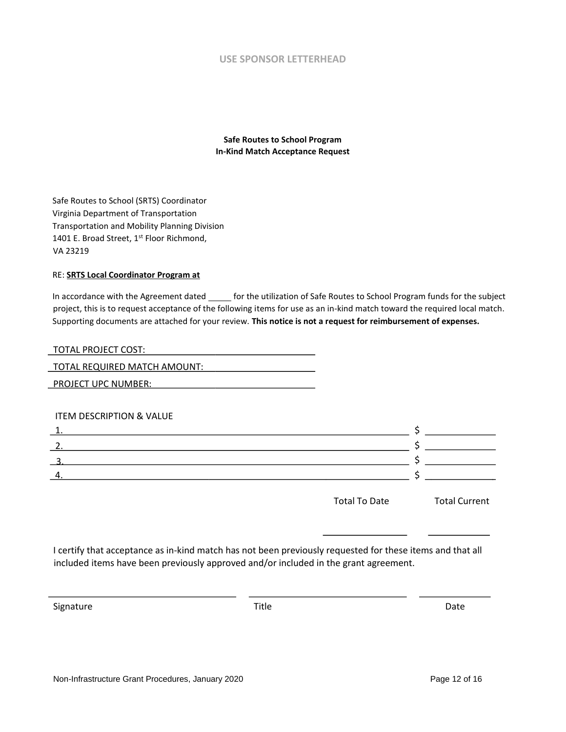USE SPONSOR LETTERHEAD

**Safe Routes to School Program**
**In-Kind Match Acceptance Request**

Safe Routes to School (SRTS) Coordinator
Virginia Department of Transportation
Transportation and Mobility Planning Division
1401 E. Broad Street, 1st Floor Richmond,
VA 23219

RE: **SRTS Local Coordinator Program at**

In accordance with the Agreement dated _____ for the utilization of Safe Routes to School Program funds for the subject project, this is to request acceptance of the following items for use as an in-kind match toward the required local match. Supporting documents are attached for your review. **This notice is not a request for reimbursement of expenses.**

TOTAL PROJECT COST: ______________________________

TOTAL REQUIRED MATCH AMOUNT: ______________________

PROJECT UPC NUMBER: ______________________________

ITEM DESCRIPTION & VALUE

1. ______________________________________________ $ __________
2. ______________________________________________ $ __________
3. ______________________________________________ $ __________
4. ______________________________________________ $ __________

| Total To Date | Total Current |
|---|---|
| ______________ | __________ |

I certify that acceptance as in-kind match has not been previously requested for these items and that all included items have been previously approved and/or included in the grant agreement.

| Signature | Title | Date |
|---|---|---|
| ______________________________ | ______________________________ | ______________ |

Non-Infrastructure Grant Procedures, January 2020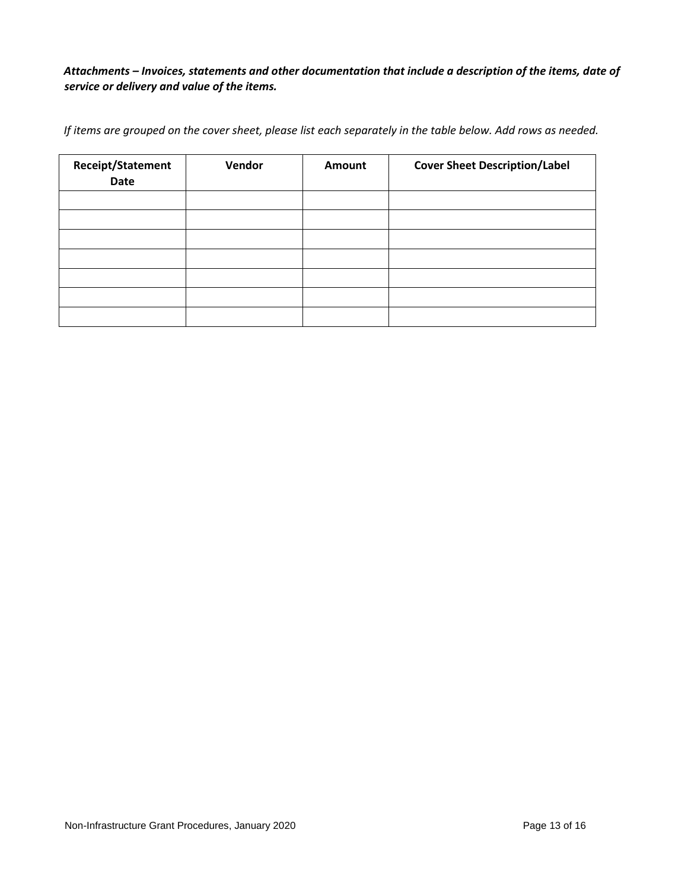***Attachments – Invoices, statements and other documentation that include a description of the items, date of service or delivery and value of the items.***

*If items are grouped on the cover sheet, please list each separately in the table below. Add rows as needed.*

| Receipt/Statement Date | Vendor | Amount | Cover Sheet Description/Label |
|---|---|---|---|
| | | | |
| | | | |
| | | | |
| | | | |
| | | | |
| | | | |
| | | | |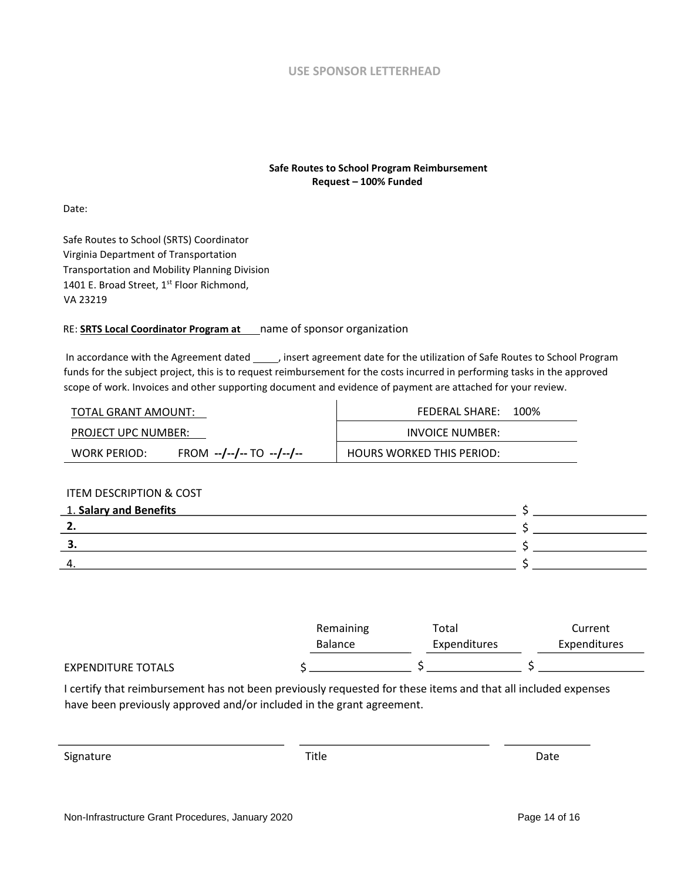USE SPONSOR LETTERHEAD

**Safe Routes to School Program Reimbursement Request – 100% Funded**

Date:

Safe Routes to School (SRTS) Coordinator
Virginia Department of Transportation
Transportation and Mobility Planning Division
1401 E. Broad Street, 1st Floor Richmond,
VA 23219

RE: **SRTS Local Coordinator Program at** ____name of sponsor organization

In accordance with the Agreement dated _____, insert agreement date for the utilization of Safe Routes to School Program funds for the subject project, this is to request reimbursement for the costs incurred in performing tasks in the approved scope of work. Invoices and other supporting document and evidence of payment are attached for your review.

| | |
|---|---|
| TOTAL GRANT AMOUNT: | FEDERAL SHARE: 100% |
| PROJECT UPC NUMBER: | INVOICE NUMBER: |
| WORK PERIOD: FROM **--/--/--** TO **--/--/--** | HOURS WORKED THIS PERIOD: |

ITEM DESCRIPTION & COST

| Item | Cost |
|---|---|
| 1. **Salary and Benefits** | $ |
| **2.** | $ |
| **3.** | $ |
| 4. | $ |

| | Remaining Balance | Total Expenditures | Current Expenditures |
|---|---|---|---|
| EXPENDITURE TOTALS | $ | $ | $ |

I certify that reimbursement has not been previously requested for these items and that all included expenses have been previously approved and/or included in the grant agreement.

| | | |
|---|---|---|
| Signature | Title | Date |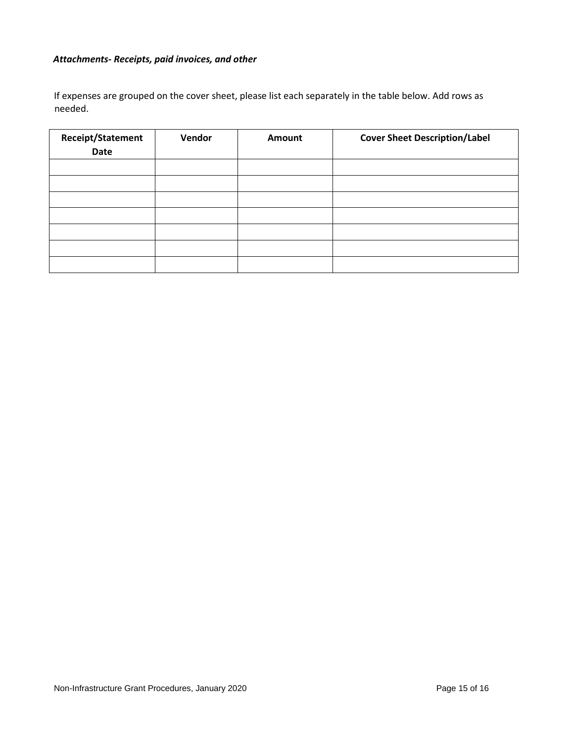***Attachments- Receipts, paid invoices, and other***

If expenses are grouped on the cover sheet, please list each separately in the table below. Add rows as needed.

| Receipt/Statement Date | Vendor | Amount | Cover Sheet Description/Label |
|---|---|---|---|
| | | | |
| | | | |
| | | | |
| | | | |
| | | | |
| | | | |
| | | | |